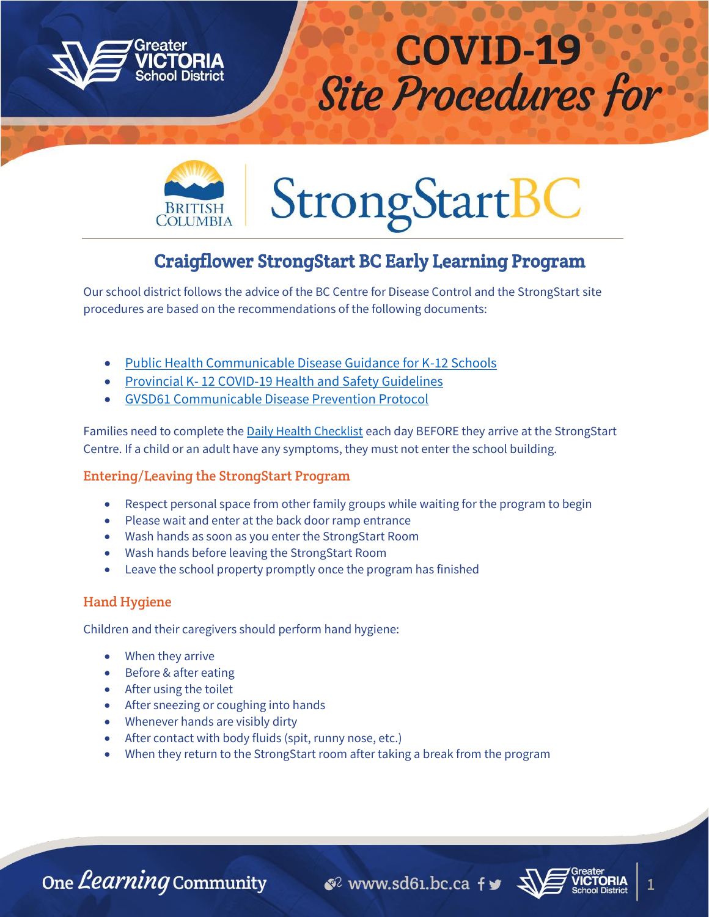# COVID-19 Site Procedures for

# StrongStartBC

## Craigflower StrongStart BC Early Learning Program

Our school district follows the advice of the BC Centre for Disease Control and the StrongStart site procedures are based on the recommendations of the following documents:

- Public Health Communicable Disease Guidance for K-12 Schools
- Provincial K- 12 COVID-19 Health and Safety Guidelines
- GVSD61 Communicable Disease Prevention Protocol

Families need to complete the Daily Health Checklist each day BEFORE they arrive at the StrongStart Centre. If a child or an adult have any symptoms, they must not enter the school building.

### Entering/Leaving the StrongStart Program

- Respect personal space from other family groups while waiting for the program to begin
- Please wait and enter at the back door ramp entrance
- Wash hands as soon as you enter the StrongStart Room
- Wash hands before leaving the StrongStart Room
- Leave the school property promptly once the program has finished

### Hand Hygiene

Children and their caregivers should perform hand hygiene:

- When they arrive
- Before & after eating
- After using the toilet
- After sneezing or coughing into hands
- Whenever hands are visibly dirty
- After contact with body fluids (spit, runny nose, etc.)
- When they return to the StrongStart room after taking a break from the program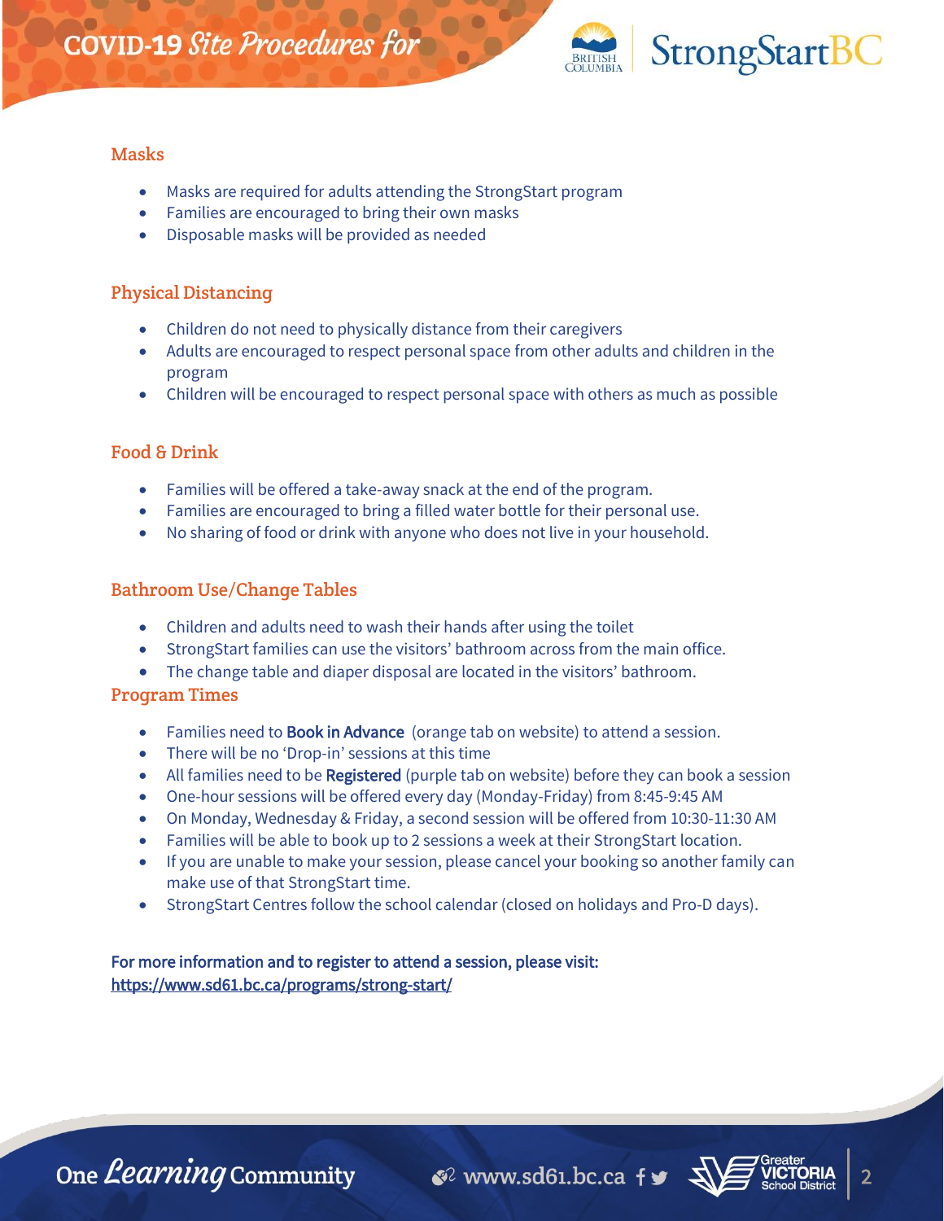# COVID-19 *Site Procedures for*

## Masks

- Masks are required for adults attending the StrongStart program
- Families are encouraged to bring their own masks
- Disposable masks will be provided as needed

## Physical Distancing

- Children do not need to physically distance from their caregivers
- Adults are encouraged to respect personal space from other adults and children in the program
- Children will be encouraged to respect personal space with others as much as possible

## Food & Drink

- Families will be offered a take-away snack at the end of the program.
- Families are encouraged to bring a filled water bottle for their personal use.
- No sharing of food or drink with anyone who does not live in your household.

## Bathroom Use/Change Tables

- Children and adults need to wash their hands after using the toilet
- StrongStart families can use the visitors' bathroom across from the main office.
- The change table and diaper disposal are located in the visitors' bathroom.

## Program Times

- Families need to **Book in Advance** (orange tab on website) to attend a session.
- There will be no 'Drop-in' sessions at this time
- All families need to be **Registered** (purple tab on website) before they can book a session
- One-hour sessions will be offered every day (Monday-Friday) from 8:45-9:45 AM
- On Monday, Wednesday & Friday, a second session will be offered from 10:30-11:30 AM
- Families will be able to book up to 2 sessions a week at their StrongStart location.
- If you are unable to make your session, please cancel your booking so another family can make use of that StrongStart time.
- StrongStart Centres follow the school calendar (closed on holidays and Pro-D days).

**For more information and to register to attend a session, please visit:**
https://www.sd61.bc.ca/programs/strong-start/

One *Learning* Community www.sd61.bc.ca